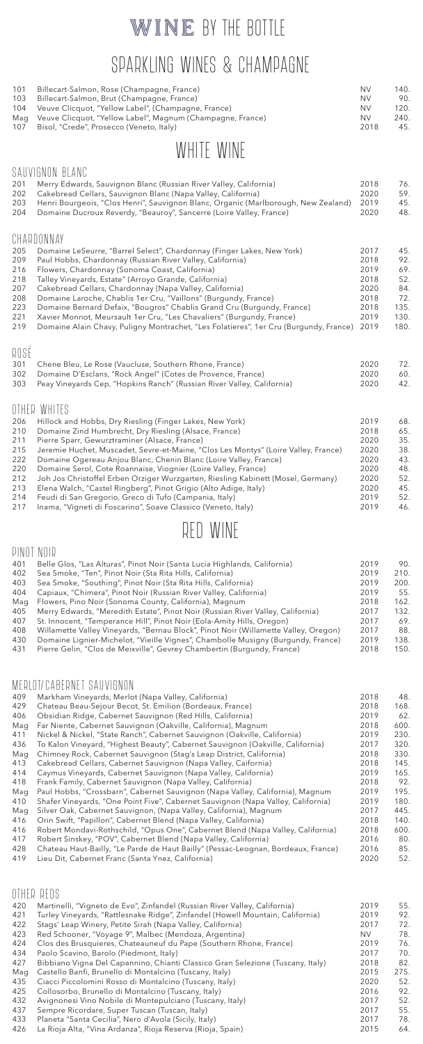# WINE BY THE BOTTLE

## SPARKLING WINES & CHAMPAGNE

| | | | |
|---|---|---|---|
| 101 | Billecart-Salmon, Rose (Champagne, France) | NV | 140. |
| 103 | Billecart-Salmon, Brut (Champagne, France) | NV | 90. |
| 104 | Veuve Clicquot, "Yellow Label", (Champagne, France) | NV | 120. |
| Mag | Veuve Clicquot, "Yellow Label", Magnum (Champagne, France) | NV | 240. |
| 107 | Bisol, "Crede", Prosecco (Veneto, Italy) | 2018 | 45. |

## WHITE WINE

### SAUVIGNON BLANC

| | | | |
|---|---|---|---|
| 201 | Merry Edwards, Sauvignon Blanc (Russian River Valley, California) | 2018 | 76. |
| 202 | Cakebread Cellars, Sauvignon Blanc (Napa Valley, California) | 2020 | 59. |
| 203 | Henri Bourgeois, "Clos Henri", Sauvignon Blanc, Organic (Marlborough, New Zealand) | 2019 | 45. |
| 204 | Domaine Ducroux Reverdy, "Beauroy", Sancerre (Loire Valley, France) | 2020 | 48. |

### CHARDONNAY

| | | | |
|---|---|---|---|
| 205 | Domaine LeSeurre, "Barrel Select", Chardonnay (Finger Lakes, New York) | 2017 | 45. |
| 209 | Paul Hobbs, Chardonnay (Russian River Valley, California) | 2018 | 92. |
| 216 | Flowers, Chardonnay (Sonoma Coast, California) | 2019 | 69. |
| 218 | Talley Vineyards, Estate" (Arroyo Grande, California) | 2018 | 52. |
| 207 | Cakebread Cellars, Chardonnay (Napa Valley, California) | 2020 | 84. |
| 208 | Domaine Laroche, Chablis 1er Cru, "Vaillons" (Burgundy, France) | 2018 | 72. |
| 223 | Domaine Bernard Defaix, "Bougros" Chablis Grand Cru (Burgundy, France) | 2018 | 135. |
| 221 | Xavier Monnot, Meursault 1er Cru, "Les Chavaliers" (Burgundy, France) | 2019 | 130. |
| 219 | Domaine Alain Chavy, Puligny Montrachet, "Les Folatieres", 1er Cru (Burgundy, France) | 2019 | 180. |

### ROSÉ

| | | | |
|---|---|---|---|
| 301 | Chene Bleu, Le Rose (Vaucluse, Southern Rhone, France) | 2020 | 72. |
| 302 | Domaine D'Esclans, "Rock Angel" (Cotes de Provence, France) | 2020 | 60. |
| 303 | Peay Vineyards Cep, "Hopkins Ranch" (Russian River Valley, California) | 2020 | 42. |

### OTHER WHITES

| | | | |
|---|---|---|---|
| 206 | Hillock and Hobbs, Dry Riesling (Finger Lakes, New York) | 2019 | 68. |
| 210 | Domaine Zind Humbrecht, Dry Riesling (Alsace, France) | 2018 | 65. |
| 211 | Pierre Sparr, Gewurztraminer (Alsace, France) | 2020 | 35. |
| 215 | Jeremie Huchet, Muscadet, Sevre-et-Maine, "Clos Les Montys" (Loire Valley, France) | 2020 | 38. |
| 222 | Domaine Ogereau Anjou Blanc, Chenin Blanc (Loire Valley, France) | 2020 | 43. |
| 220 | Domaine Serol, Cote Roannaise, Viognier (Loire Valley, France) | 2020 | 48. |
| 212 | Joh Jos Christoffel Erben Orziger Wurzgarten, Riesling Kabinett (Mosel, Germany) | 2020 | 52. |
| 213 | Elena Walch, "Castel Ringberg", Pinot Grigio (Alto Adige, Italy) | 2020 | 45. |
| 214 | Feudi di San Gregorio, Greco di Tufo (Campania, Italy) | 2019 | 52. |
| 217 | Inama, "Vigneti di Foscarino", Soave Classico (Veneto, Italy) | 2019 | 46. |

## RED WINE

### PINOT NOIR

| | | | |
|---|---|---|---|
| 401 | Belle Glos, "Las Alturas", Pinot Noir (Santa Lucia Highlands, California) | 2019 | 90. |
| 402 | Sea Smoke, "Ten", Pinot Noir (Sta Rita Hills, California) | 2019 | 210. |
| 403 | Sea Smoke, "Southing", Pinot Noir (Sta Rita Hills, California) | 2019 | 200. |
| 404 | Capiaux, "Chimera", Pinot Noir (Russian River Valley, California) | 2019 | 55. |
| Mag | Flowers, Pino Noir (Sonoma County, California), Magnum | 2018 | 162. |
| 405 | Merry Edwards, "Meredith Estate", Pinot Noir (Russian River Valley, California) | 2017 | 132. |
| 407 | St. Innocent, "Temperance Hill", Pinot Noir (Eola-Amity Hills, Oregon) | 2017 | 69. |
| 408 | Willamette Valley Vineyards, "Bernau Block", Pinot Noir (Willamette Valley, Oregon) | 2017 | 88. |
| 430 | Domaine Lignier-Michelot, "Vieille Vignes", Chambolle Musigny (Burgundy, France) | 2019 | 138. |
| 431 | Pierre Gelin, "Clos de Meixville", Gevrey Chambertin (Burgundy, France) | 2018 | 150. |

### MERLOT/CABERNET SAUVIGNON

| | | | |
|---|---|---|---|
| 409 | Markham Vineyards, Merlot (Napa Valley, California) | 2018 | 48. |
| 429 | Chateau Beau-Sejour Becot, St. Emilion (Bordeaux, France) | 2018 | 168. |
| 406 | Obsidian Ridge, Cabernet Sauvignon (Red Hills, California) | 2019 | 62. |
| Mag | Far Niente, Cabernet Sauvignon (Oakville, California), Magnum | 2018 | 600. |
| 411 | Nickel & Nickel, "State Ranch", Cabernet Sauvignon (Oakville, California) | 2019 | 230. |
| 436 | To Kalon Vineyard, "Highest Beauty", Cabernet Sauvignon (Oakville, California) | 2017 | 320. |
| Mag | Chimney Rock, Cabernet Sauvignon (Stag's Leap District, California) | 2018 | 330. |
| 413 | Cakebread Cellars, Cabernet Sauvignon (Napa Valley, Caifornia) | 2018 | 145. |
| 414 | Caymus Vineyards, Cabernet Sauvignon (Napa Valley, California) | 2019 | 165. |
| 418 | Frank Family, Cabernet Sauvignon (Napa Valley, California) | 2018 | 92. |
| Mag | Paul Hobbs, "Crossbarn", Cabernet Sauvignon (Napa Valley, California), Magnum | 2019 | 195. |
| 410 | Shafer Vineyards, "One Point Five", Cabernet Sauvignon (Napa Valley, California) | 2019 | 180. |
| Mag | Silver Oak, Cabernet Sauvignon, (Napa Valley, California), Magnum | 2017 | 445. |
| 416 | Orin Swift, "Papillon", Cabernet Blend (Napa Valley, California) | 2018 | 140. |
| 416 | Robert Mondavi-Rothschild, "Opus One", Cabernet Blend (Napa Valley, California) | 2018 | 600. |
| 417 | Robert Sinskey, "POV", Cabernet Blend (Napa Valley, California) | 2016 | 80. |
| 428 | Chateau Haut-Bailly, "Le Parde de Haut Bailly" (Pessac-Leognan, Bordeaux, France) | 2016 | 85. |
| 419 | Lieu Dit, Cabernet Franc (Santa Ynez, California) | 2020 | 52. |

### OTHER REDS

| | | | |
|---|---|---|---|
| 420 | Martinelli, "Vigneto de Evo", Zinfandel (Russian River Valley, California) | 2019 | 55. |
| 421 | Turley Vineyards, "Rattlesnake Ridge", Zinfandel (Howell Mountain, California) | 2019 | 92. |
| 422 | Stags' Leap Winery, Petite Sirah (Napa Valley, California) | 2017 | 72. |
| 423 | Red Schooner, "Voyage 9", Malbec (Mendoza, Argentina) | NV | 78. |
| 424 | Clos des Brusquieres, Chateauneuf du Pape (Southern Rhone, France) | 2019 | 76. |
| 434 | Paolo Scavino, Barolo (Piedmont, Italy) | 2017 | 70. |
| 427 | Bibbiano Vigna Del Capannino, Chianti Classico Gran Selezione (Tuscany, Italy) | 2018 | 82. |
| Mag | Castello Banfi, Brunello di Montalcino (Tuscany, Italy) | 2015 | 275. |
| 435 | Ciacci Piccolomini Rosso di Montalcino (Tuscany, Italy) | 2020 | 52. |
| 425 | Collosorbo, Brunello di Montalcino (Tuscany, Italy) | 2016 | 92. |
| 432 | Avignonesi Vino Nobile di Montepulciano (Tuscany, Italy) | 2017 | 52. |
| 437 | Sempre Ricordare, Super Tuscan (Tuscan, Italy) | 2017 | 55. |
| 433 | Planeta "Santa Cecilia", Nero d'Avola (Sicily, Italy) | 2017 | 78. |
| 426 | La Rioja Alta, "Vina Ardanza", Rioja Reserva (Rioja, Spain) | 2015 | 64. |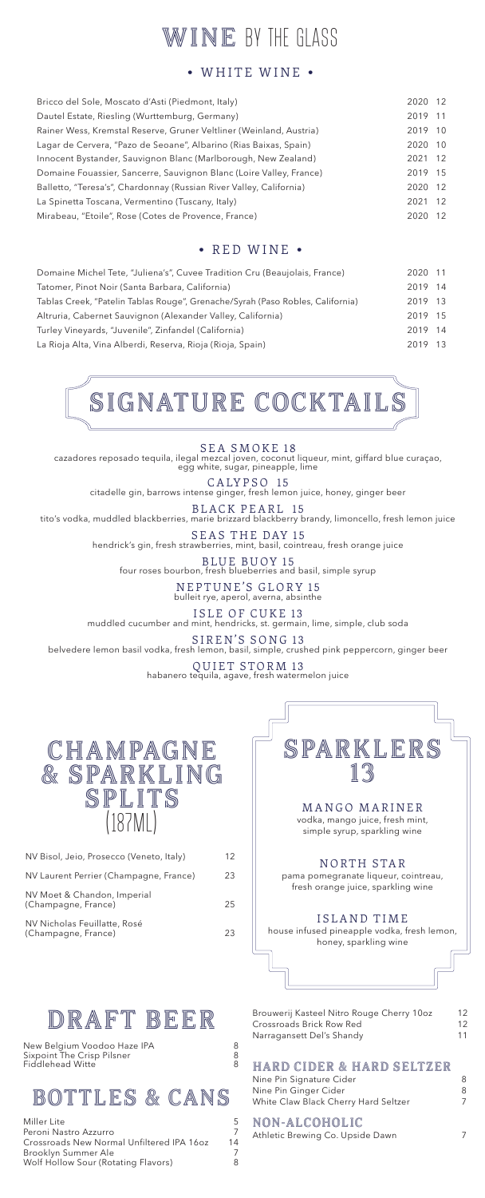# WINE BY THE GLASS

## • WHITE WINE •

| | | |
|---|---|---|
| Bricco del Sole, Moscato d'Asti (Piedmont, Italy) | 2020 | 12 |
| Dautel Estate, Riesling (Wurttemburg, Germany) | 2019 | 11 |
| Rainer Wess, Kremstal Reserve, Gruner Veltliner (Weinland, Austria) | 2019 | 10 |
| Lagar de Cervera, "Pazo de Seoane", Albarino (Rias Baixas, Spain) | 2020 | 10 |
| Innocent Bystander, Sauvignon Blanc (Marlborough, New Zealand) | 2021 | 12 |
| Domaine Fouassier, Sancerre, Sauvignon Blanc (Loire Valley, France) | 2019 | 15 |
| Balletto, "Teresa's", Chardonnay (Russian River Valley, California) | 2020 | 12 |
| La Spinetta Toscana, Vermentino (Tuscany, Italy) | 2021 | 12 |
| Mirabeau, "Etoile", Rose (Cotes de Provence, France) | 2020 | 12 |

## • RED WINE •

| | | |
|---|---|---|
| Domaine Michel Tete, "Juliena's", Cuvee Tradition Cru (Beaujolais, France) | 2020 | 11 |
| Tatomer, Pinot Noir (Santa Barbara, California) | 2019 | 14 |
| Tablas Creek, "Patelin Tablas Rouge", Grenache/Syrah (Paso Robles, California) | 2019 | 13 |
| Altruria, Cabernet Sauvignon (Alexander Valley, California) | 2019 | 15 |
| Turley Vineyards, "Juvenile", Zinfandel (California) | 2019 | 14 |
| La Rioja Alta, Vina Alberdi, Reserva, Rioja (Rioja, Spain) | 2019 | 13 |

# SIGNATURE COCKTAILS

**SEA SMOKE 18**
cazadores reposado tequila, ilegal mezcal joven, coconut liqueur, mint, giffard blue curaçao, egg white, sugar, pineapple, lime

**CALYPSO 15**
citadelle gin, barrows intense ginger, fresh lemon juice, honey, ginger beer

**BLACK PEARL 15**
tito's vodka, muddled blackberries, marie brizzard blackberry brandy, limoncello, fresh lemon juice

**SEAS THE DAY 15**
hendrick's gin, fresh strawberries, mint, basil, cointreau, fresh orange juice

**BLUE BUOY 15**
four roses bourbon, fresh blueberries and basil, simple syrup

**NEPTUNE'S GLORY 15**
bulleit rye, aperol, averna, absinthe

**ISLE OF CUKE 13**
muddled cucumber and mint, hendricks, st. germain, lime, simple, club soda

**SIREN'S SONG 13**
belvedere lemon basil vodka, fresh lemon, basil, simple, crushed pink peppercorn, ginger beer

**QUIET STORM 13**
habanero tequila, agave, fresh watermelon juice

# CHAMPAGNE & SPARKLING SPLITS (187ML)

| | |
|---|---|
| NV Bisol, Jeio, Prosecco (Veneto, Italy) | 12 |
| NV Laurent Perrier (Champagne, France) | 23 |
| NV Moet & Chandon, Imperial (Champagne, France) | 25 |
| NV Nicholas Feuillatte, Rosé (Champagne, France) | 23 |

# SPARKLERS 13

**MANGO MARINER**
vodka, mango juice, fresh mint, simple syrup, sparkling wine

**NORTH STAR**
pama pomegranate liqueur, cointreau, fresh orange juice, sparkling wine

**ISLAND TIME**
house infused pineapple vodka, fresh lemon, honey, sparkling wine

# DRAFT BEER

| | |
|---|---|
| New Belgium Voodoo Haze IPA | 8 |
| Sixpoint The Crisp Pilsner | 8 |
| Fiddlehead Witte | 8 |
| Brouwerij Kasteel Nitro Rouge Cherry 10oz | 12 |
| Crossroads Brick Row Red | 12 |
| Narragansett Del's Shandy | 11 |

# BOTTLES & CANS

| | |
|---|---|
| Miller Lite | 5 |
| Peroni Nastro Azzurro | 7 |
| Crossroads New Normal Unfiltered IPA 16oz | 14 |
| Brooklyn Summer Ale | 7 |
| Wolf Hollow Sour (Rotating Flavors) | 8 |

## HARD CIDER & HARD SELTZER

| | |
|---|---|
| Nine Pin Signature Cider | 8 |
| Nine Pin Ginger Cider | 8 |
| White Claw Black Cherry Hard Seltzer | 7 |

## NON-ALCOHOLIC

| | |
|---|---|
| Athletic Brewing Co. Upside Dawn | 7 |